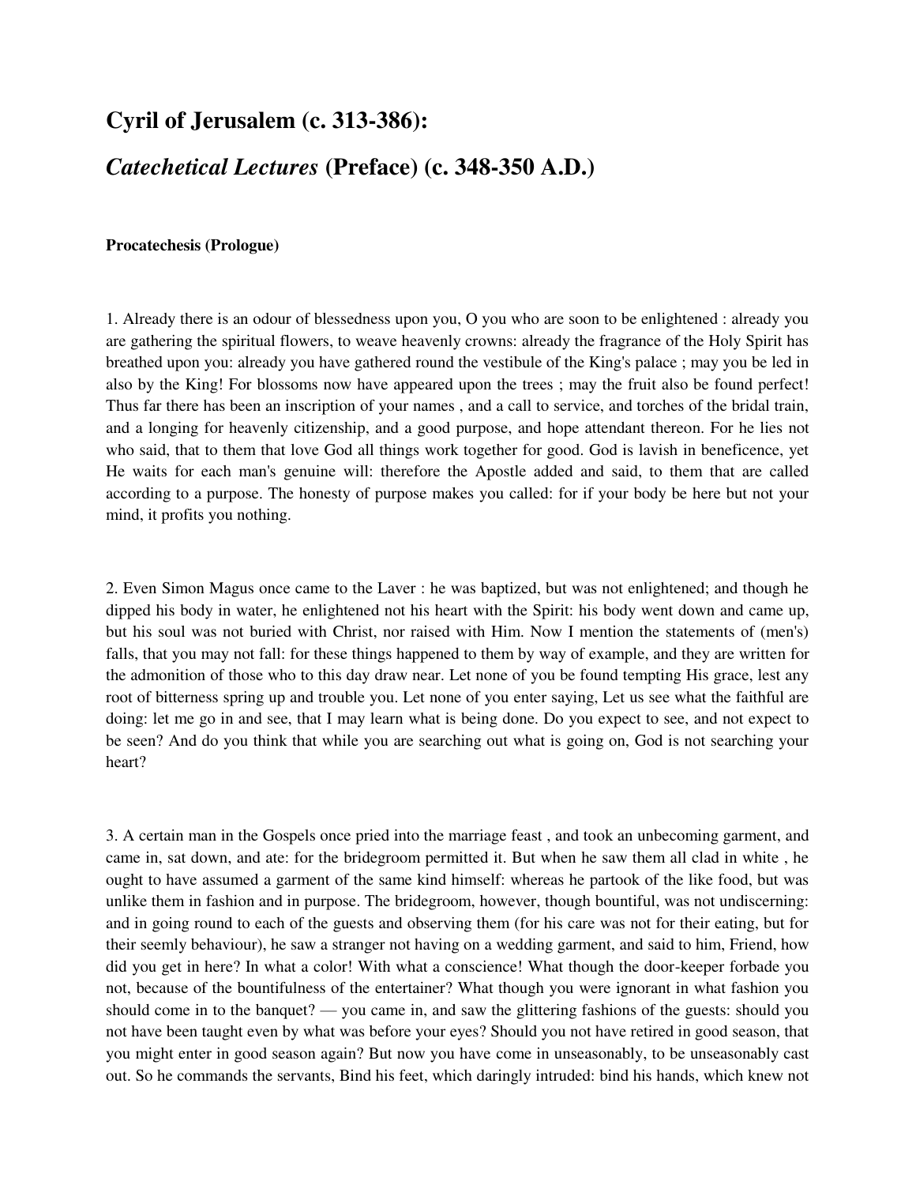## Cyril of Jerusalem (c. 313-386):

## *Catechetical Lectures* (Preface) (c. 348-350 A.D.)

**Procatechesis (Prologue)**

1. Already there is an odour of blessedness upon you, O you who are soon to be enlightened : already you are gathering the spiritual flowers, to weave heavenly crowns: already the fragrance of the Holy Spirit has breathed upon you: already you have gathered round the vestibule of the King's palace ; may you be led in also by the King! For blossoms now have appeared upon the trees ; may the fruit also be found perfect! Thus far there has been an inscription of your names , and a call to service, and torches of the bridal train, and a longing for heavenly citizenship, and a good purpose, and hope attendant thereon. For he lies not who said, that to them that love God all things work together for good. God is lavish in beneficence, yet He waits for each man's genuine will: therefore the Apostle added and said, to them that are called according to a purpose. The honesty of purpose makes you called: for if your body be here but not your mind, it profits you nothing.

2. Even Simon Magus once came to the Laver : he was baptized, but was not enlightened; and though he dipped his body in water, he enlightened not his heart with the Spirit: his body went down and came up, but his soul was not buried with Christ, nor raised with Him. Now I mention the statements of (men's) falls, that you may not fall: for these things happened to them by way of example, and they are written for the admonition of those who to this day draw near. Let none of you be found tempting His grace, lest any root of bitterness spring up and trouble you. Let none of you enter saying, Let us see what the faithful are doing: let me go in and see, that I may learn what is being done. Do you expect to see, and not expect to be seen? And do you think that while you are searching out what is going on, God is not searching your heart?

3. A certain man in the Gospels once pried into the marriage feast , and took an unbecoming garment, and came in, sat down, and ate: for the bridegroom permitted it. But when he saw them all clad in white , he ought to have assumed a garment of the same kind himself: whereas he partook of the like food, but was unlike them in fashion and in purpose. The bridegroom, however, though bountiful, was not undiscerning: and in going round to each of the guests and observing them (for his care was not for their eating, but for their seemly behaviour), he saw a stranger not having on a wedding garment, and said to him, Friend, how did you get in here? In what a color! With what a conscience! What though the door-keeper forbade you not, because of the bountifulness of the entertainer? What though you were ignorant in what fashion you should come in to the banquet? — you came in, and saw the glittering fashions of the guests: should you not have been taught even by what was before your eyes? Should you not have retired in good season, that you might enter in good season again? But now you have come in unseasonably, to be unseasonably cast out. So he commands the servants, Bind his feet, which daringly intruded: bind his hands, which knew not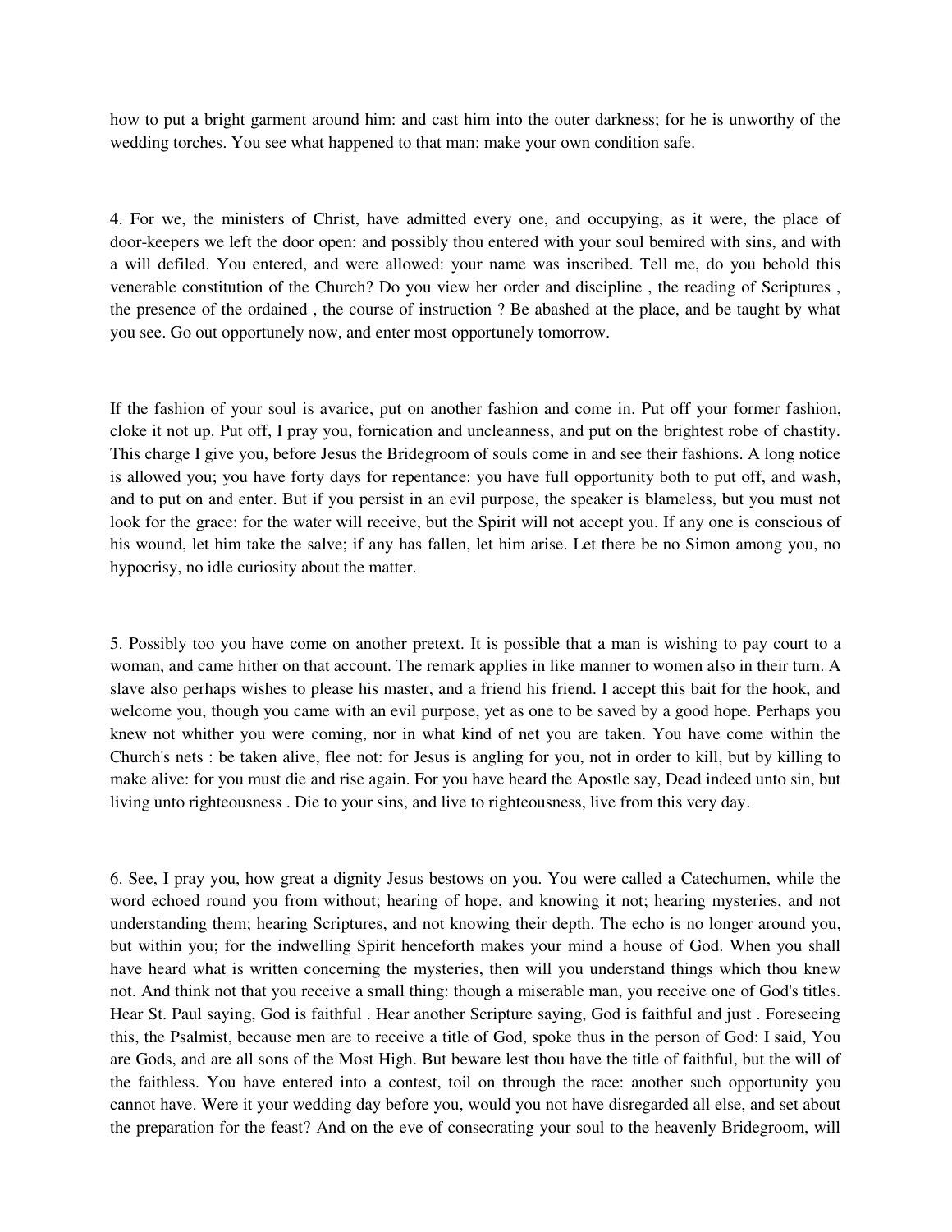how to put a bright garment around him: and cast him into the outer darkness; for he is unworthy of the wedding torches. You see what happened to that man: make your own condition safe.

4. For we, the ministers of Christ, have admitted every one, and occupying, as it were, the place of door-keepers we left the door open: and possibly thou entered with your soul bemired with sins, and with a will defiled. You entered, and were allowed: your name was inscribed. Tell me, do you behold this venerable constitution of the Church? Do you view her order and discipline , the reading of Scriptures , the presence of the ordained , the course of instruction ? Be abashed at the place, and be taught by what you see. Go out opportunely now, and enter most opportunely tomorrow.

If the fashion of your soul is avarice, put on another fashion and come in. Put off your former fashion, cloke it not up. Put off, I pray you, fornication and uncleanness, and put on the brightest robe of chastity. This charge I give you, before Jesus the Bridegroom of souls come in and see their fashions. A long notice is allowed you; you have forty days for repentance: you have full opportunity both to put off, and wash, and to put on and enter. But if you persist in an evil purpose, the speaker is blameless, but you must not look for the grace: for the water will receive, but the Spirit will not accept you. If any one is conscious of his wound, let him take the salve; if any has fallen, let him arise. Let there be no Simon among you, no hypocrisy, no idle curiosity about the matter.

5. Possibly too you have come on another pretext. It is possible that a man is wishing to pay court to a woman, and came hither on that account. The remark applies in like manner to women also in their turn. A slave also perhaps wishes to please his master, and a friend his friend. I accept this bait for the hook, and welcome you, though you came with an evil purpose, yet as one to be saved by a good hope. Perhaps you knew not whither you were coming, nor in what kind of net you are taken. You have come within the Church's nets : be taken alive, flee not: for Jesus is angling for you, not in order to kill, but by killing to make alive: for you must die and rise again. For you have heard the Apostle say, Dead indeed unto sin, but living unto righteousness . Die to your sins, and live to righteousness, live from this very day.

6. See, I pray you, how great a dignity Jesus bestows on you. You were called a Catechumen, while the word echoed round you from without; hearing of hope, and knowing it not; hearing mysteries, and not understanding them; hearing Scriptures, and not knowing their depth. The echo is no longer around you, but within you; for the indwelling Spirit henceforth makes your mind a house of God. When you shall have heard what is written concerning the mysteries, then will you understand things which thou knew not. And think not that you receive a small thing: though a miserable man, you receive one of God's titles. Hear St. Paul saying, God is faithful . Hear another Scripture saying, God is faithful and just . Foreseeing this, the Psalmist, because men are to receive a title of God, spoke thus in the person of God: I said, You are Gods, and are all sons of the Most High. But beware lest thou have the title of faithful, but the will of the faithless. You have entered into a contest, toil on through the race: another such opportunity you cannot have. Were it your wedding day before you, would you not have disregarded all else, and set about the preparation for the feast? And on the eve of consecrating your soul to the heavenly Bridegroom, will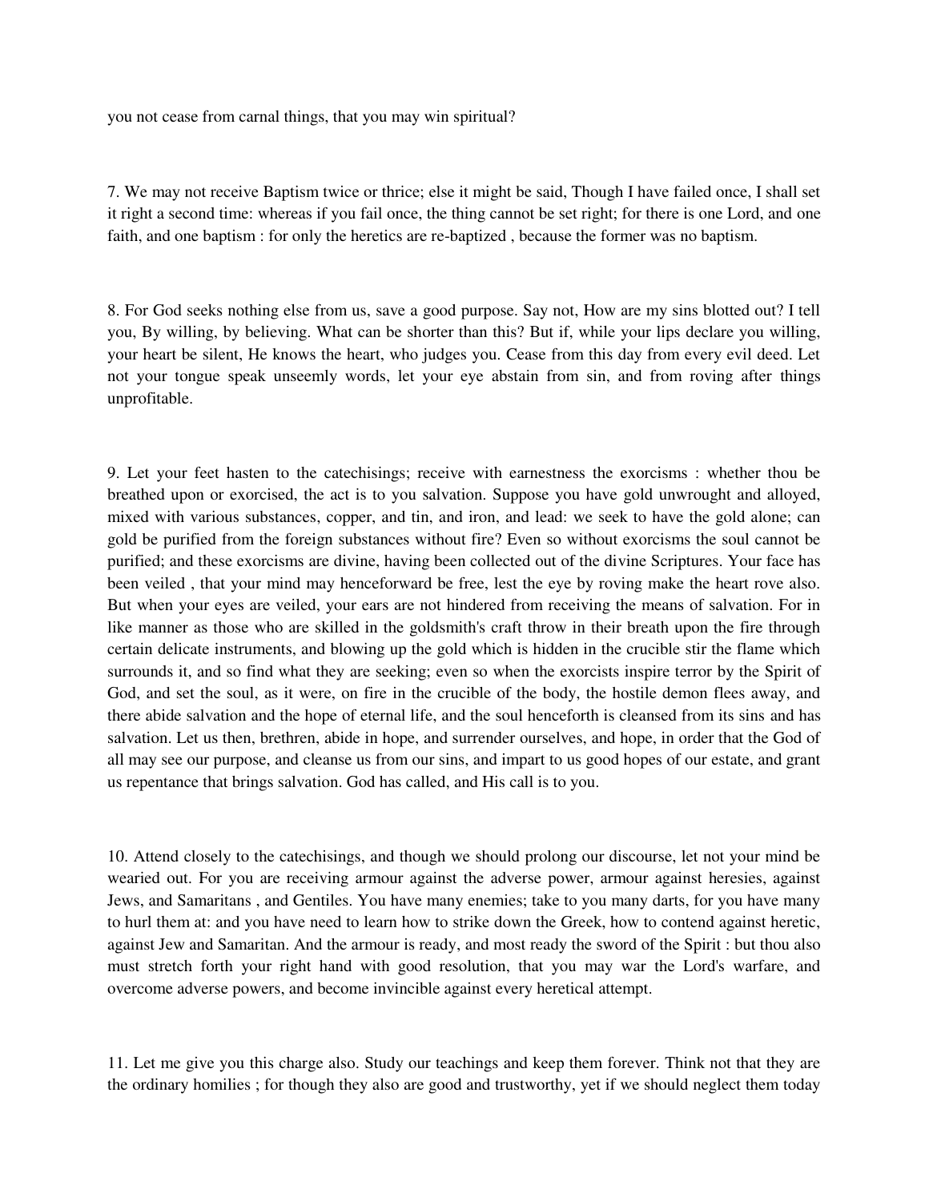you not cease from carnal things, that you may win spiritual?

7. We may not receive Baptism twice or thrice; else it might be said, Though I have failed once, I shall set it right a second time: whereas if you fail once, the thing cannot be set right; for there is one Lord, and one faith, and one baptism : for only the heretics are re-baptized , because the former was no baptism.

8. For God seeks nothing else from us, save a good purpose. Say not, How are my sins blotted out? I tell you, By willing, by believing. What can be shorter than this? But if, while your lips declare you willing, your heart be silent, He knows the heart, who judges you. Cease from this day from every evil deed. Let not your tongue speak unseemly words, let your eye abstain from sin, and from roving after things unprofitable.

9. Let your feet hasten to the catechisings; receive with earnestness the exorcisms : whether thou be breathed upon or exorcised, the act is to you salvation. Suppose you have gold unwrought and alloyed, mixed with various substances, copper, and tin, and iron, and lead: we seek to have the gold alone; can gold be purified from the foreign substances without fire? Even so without exorcisms the soul cannot be purified; and these exorcisms are divine, having been collected out of the divine Scriptures. Your face has been veiled , that your mind may henceforward be free, lest the eye by roving make the heart rove also. But when your eyes are veiled, your ears are not hindered from receiving the means of salvation. For in like manner as those who are skilled in the goldsmith's craft throw in their breath upon the fire through certain delicate instruments, and blowing up the gold which is hidden in the crucible stir the flame which surrounds it, and so find what they are seeking; even so when the exorcists inspire terror by the Spirit of God, and set the soul, as it were, on fire in the crucible of the body, the hostile demon flees away, and there abide salvation and the hope of eternal life, and the soul henceforth is cleansed from its sins and has salvation. Let us then, brethren, abide in hope, and surrender ourselves, and hope, in order that the God of all may see our purpose, and cleanse us from our sins, and impart to us good hopes of our estate, and grant us repentance that brings salvation. God has called, and His call is to you.

10. Attend closely to the catechisings, and though we should prolong our discourse, let not your mind be wearied out. For you are receiving armour against the adverse power, armour against heresies, against Jews, and Samaritans , and Gentiles. You have many enemies; take to you many darts, for you have many to hurl them at: and you have need to learn how to strike down the Greek, how to contend against heretic, against Jew and Samaritan. And the armour is ready, and most ready the sword of the Spirit : but thou also must stretch forth your right hand with good resolution, that you may war the Lord's warfare, and overcome adverse powers, and become invincible against every heretical attempt.

11. Let me give you this charge also. Study our teachings and keep them forever. Think not that they are the ordinary homilies ; for though they also are good and trustworthy, yet if we should neglect them today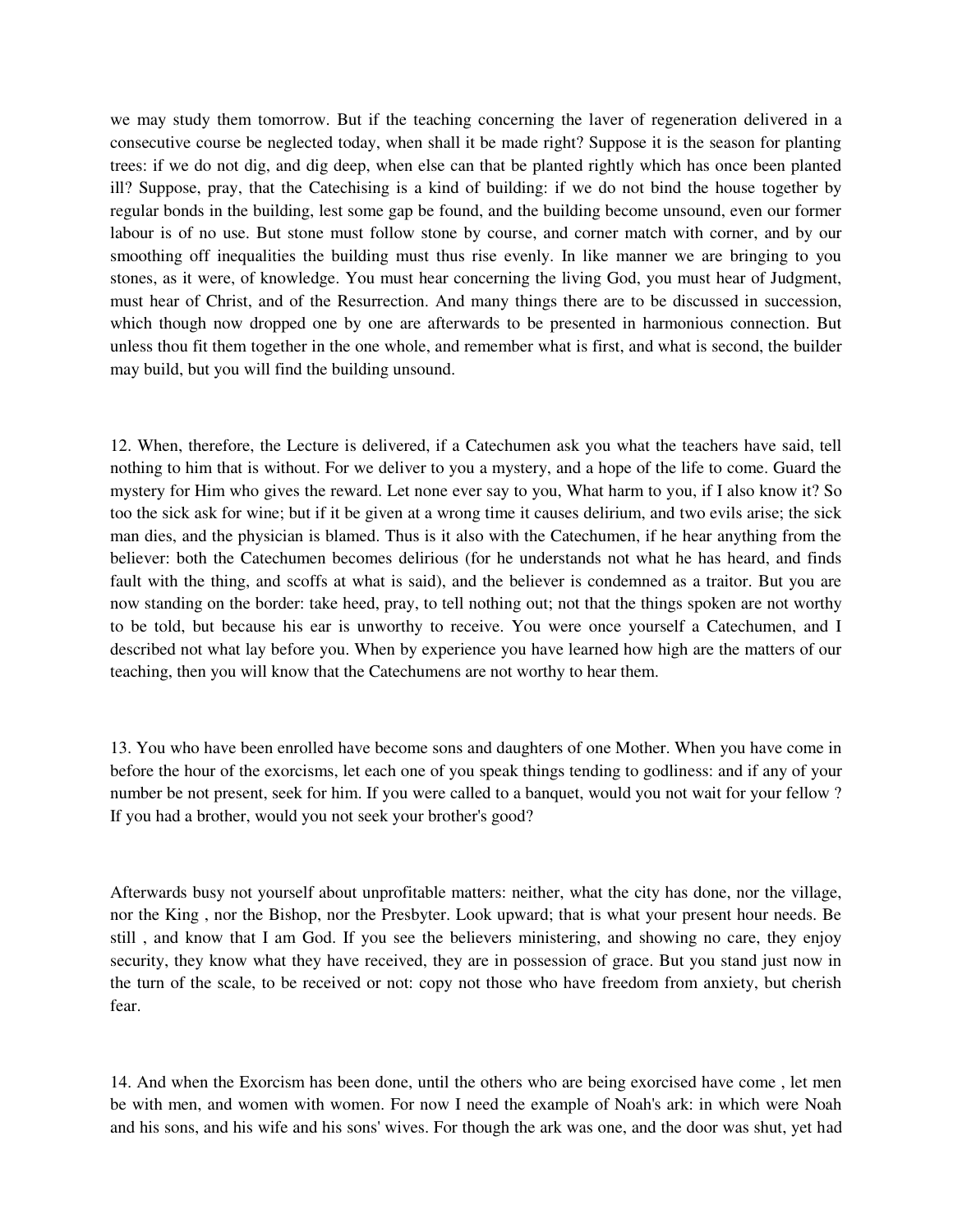we may study them tomorrow. But if the teaching concerning the laver of regeneration delivered in a consecutive course be neglected today, when shall it be made right? Suppose it is the season for planting trees: if we do not dig, and dig deep, when else can that be planted rightly which has once been planted ill? Suppose, pray, that the Catechising is a kind of building: if we do not bind the house together by regular bonds in the building, lest some gap be found, and the building become unsound, even our former labour is of no use. But stone must follow stone by course, and corner match with corner, and by our smoothing off inequalities the building must thus rise evenly. In like manner we are bringing to you stones, as it were, of knowledge. You must hear concerning the living God, you must hear of Judgment, must hear of Christ, and of the Resurrection. And many things there are to be discussed in succession, which though now dropped one by one are afterwards to be presented in harmonious connection. But unless thou fit them together in the one whole, and remember what is first, and what is second, the builder may build, but you will find the building unsound.

12. When, therefore, the Lecture is delivered, if a Catechumen ask you what the teachers have said, tell nothing to him that is without. For we deliver to you a mystery, and a hope of the life to come. Guard the mystery for Him who gives the reward. Let none ever say to you, What harm to you, if I also know it? So too the sick ask for wine; but if it be given at a wrong time it causes delirium, and two evils arise; the sick man dies, and the physician is blamed. Thus is it also with the Catechumen, if he hear anything from the believer: both the Catechumen becomes delirious (for he understands not what he has heard, and finds fault with the thing, and scoffs at what is said), and the believer is condemned as a traitor. But you are now standing on the border: take heed, pray, to tell nothing out; not that the things spoken are not worthy to be told, but because his ear is unworthy to receive. You were once yourself a Catechumen, and I described not what lay before you. When by experience you have learned how high are the matters of our teaching, then you will know that the Catechumens are not worthy to hear them.

13. You who have been enrolled have become sons and daughters of one Mother. When you have come in before the hour of the exorcisms, let each one of you speak things tending to godliness: and if any of your number be not present, seek for him. If you were called to a banquet, would you not wait for your fellow ? If you had a brother, would you not seek your brother's good?

Afterwards busy not yourself about unprofitable matters: neither, what the city has done, nor the village, nor the King , nor the Bishop, nor the Presbyter. Look upward; that is what your present hour needs. Be still , and know that I am God. If you see the believers ministering, and showing no care, they enjoy security, they know what they have received, they are in possession of grace. But you stand just now in the turn of the scale, to be received or not: copy not those who have freedom from anxiety, but cherish fear.

14. And when the Exorcism has been done, until the others who are being exorcised have come , let men be with men, and women with women. For now I need the example of Noah's ark: in which were Noah and his sons, and his wife and his sons' wives. For though the ark was one, and the door was shut, yet had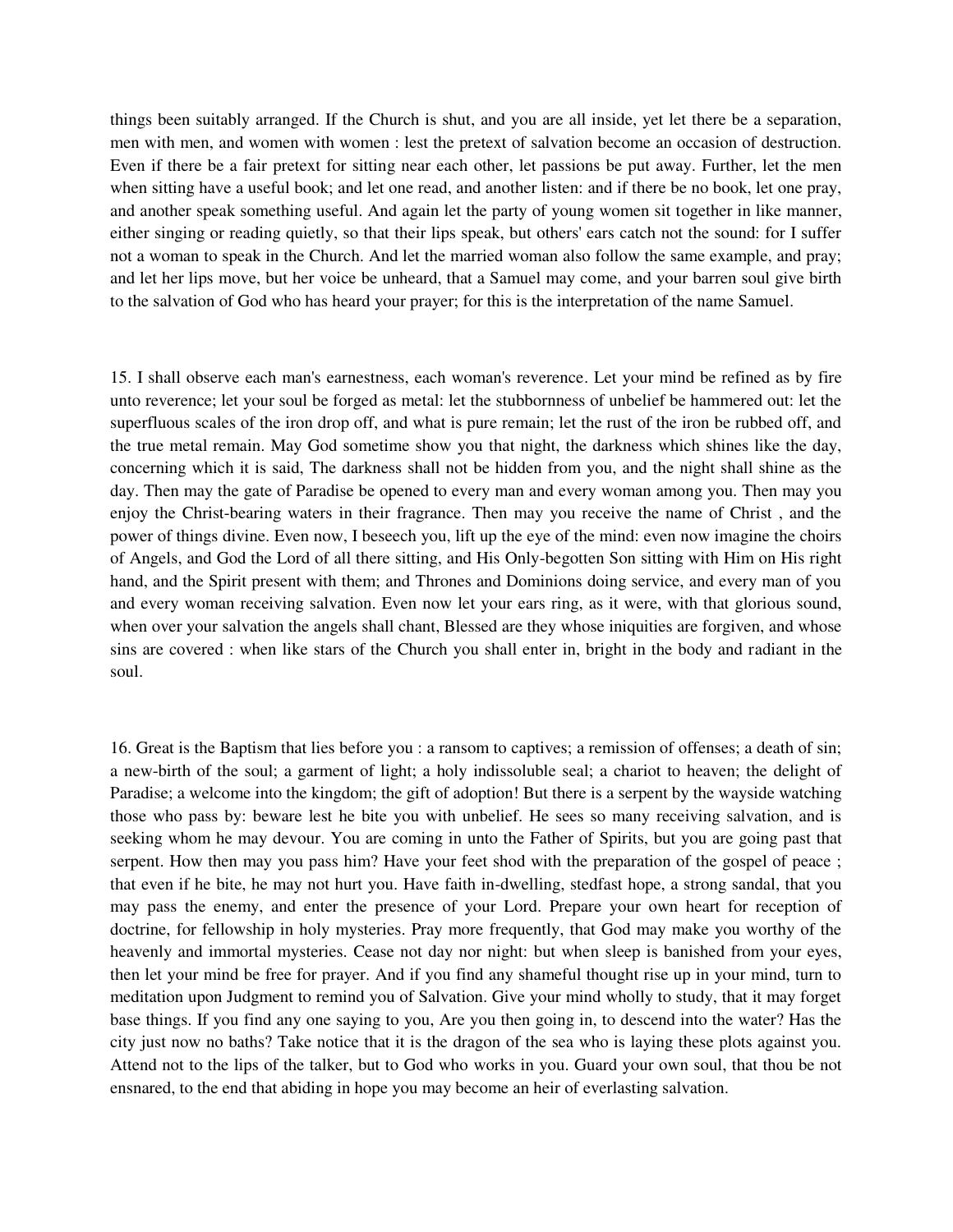things been suitably arranged. If the Church is shut, and you are all inside, yet let there be a separation, men with men, and women with women : lest the pretext of salvation become an occasion of destruction. Even if there be a fair pretext for sitting near each other, let passions be put away. Further, let the men when sitting have a useful book; and let one read, and another listen: and if there be no book, let one pray, and another speak something useful. And again let the party of young women sit together in like manner, either singing or reading quietly, so that their lips speak, but others' ears catch not the sound: for I suffer not a woman to speak in the Church. And let the married woman also follow the same example, and pray; and let her lips move, but her voice be unheard, that a Samuel may come, and your barren soul give birth to the salvation of God who has heard your prayer; for this is the interpretation of the name Samuel.

15. I shall observe each man's earnestness, each woman's reverence. Let your mind be refined as by fire unto reverence; let your soul be forged as metal: let the stubbornness of unbelief be hammered out: let the superfluous scales of the iron drop off, and what is pure remain; let the rust of the iron be rubbed off, and the true metal remain. May God sometime show you that night, the darkness which shines like the day, concerning which it is said, The darkness shall not be hidden from you, and the night shall shine as the day. Then may the gate of Paradise be opened to every man and every woman among you. Then may you enjoy the Christ-bearing waters in their fragrance. Then may you receive the name of Christ , and the power of things divine. Even now, I beseech you, lift up the eye of the mind: even now imagine the choirs of Angels, and God the Lord of all there sitting, and His Only-begotten Son sitting with Him on His right hand, and the Spirit present with them; and Thrones and Dominions doing service, and every man of you and every woman receiving salvation. Even now let your ears ring, as it were, with that glorious sound, when over your salvation the angels shall chant, Blessed are they whose iniquities are forgiven, and whose sins are covered : when like stars of the Church you shall enter in, bright in the body and radiant in the soul.

16. Great is the Baptism that lies before you : a ransom to captives; a remission of offenses; a death of sin; a new-birth of the soul; a garment of light; a holy indissoluble seal; a chariot to heaven; the delight of Paradise; a welcome into the kingdom; the gift of adoption! But there is a serpent by the wayside watching those who pass by: beware lest he bite you with unbelief. He sees so many receiving salvation, and is seeking whom he may devour. You are coming in unto the Father of Spirits, but you are going past that serpent. How then may you pass him? Have your feet shod with the preparation of the gospel of peace ; that even if he bite, he may not hurt you. Have faith in-dwelling, stedfast hope, a strong sandal, that you may pass the enemy, and enter the presence of your Lord. Prepare your own heart for reception of doctrine, for fellowship in holy mysteries. Pray more frequently, that God may make you worthy of the heavenly and immortal mysteries. Cease not day nor night: but when sleep is banished from your eyes, then let your mind be free for prayer. And if you find any shameful thought rise up in your mind, turn to meditation upon Judgment to remind you of Salvation. Give your mind wholly to study, that it may forget base things. If you find any one saying to you, Are you then going in, to descend into the water? Has the city just now no baths? Take notice that it is the dragon of the sea who is laying these plots against you. Attend not to the lips of the talker, but to God who works in you. Guard your own soul, that thou be not ensnared, to the end that abiding in hope you may become an heir of everlasting salvation.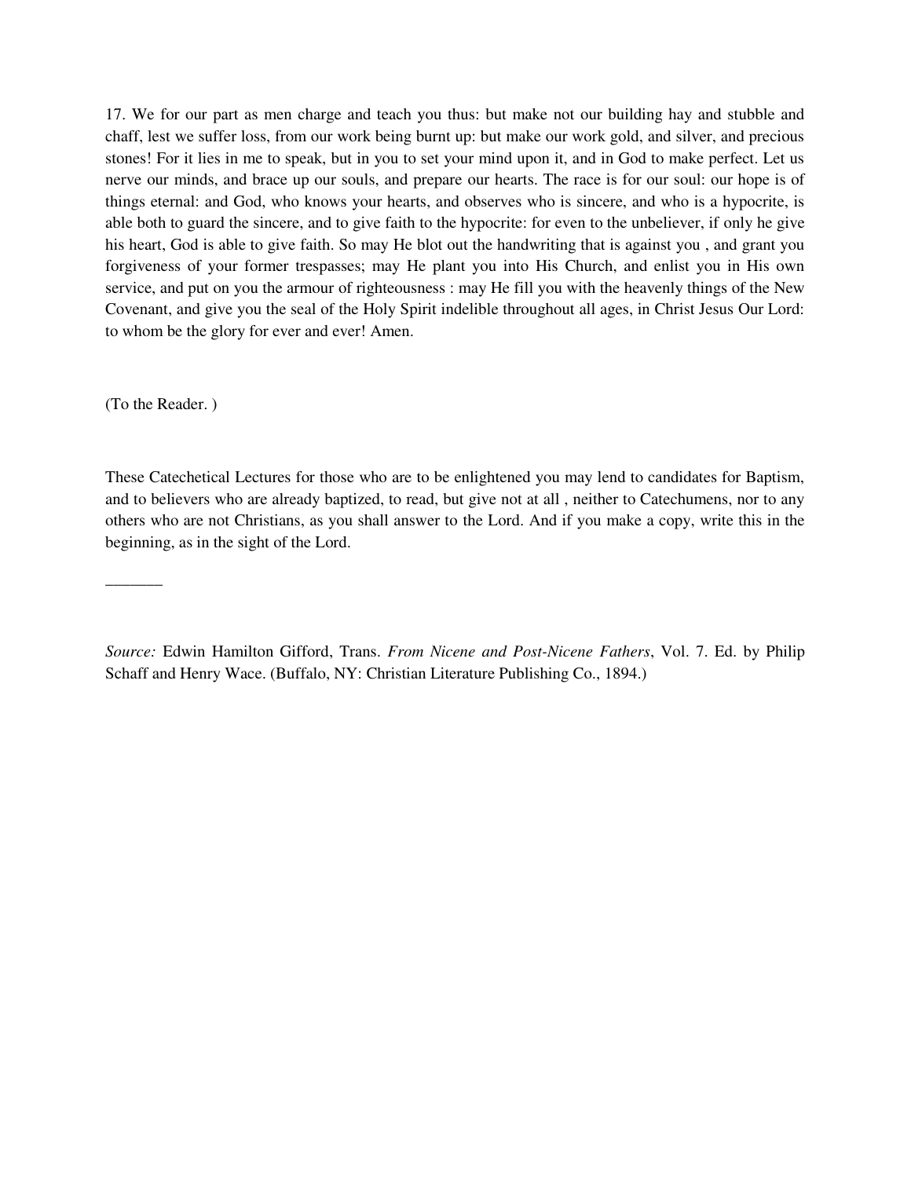17. We for our part as men charge and teach you thus: but make not our building hay and stubble and chaff, lest we suffer loss, from our work being burnt up: but make our work gold, and silver, and precious stones! For it lies in me to speak, but in you to set your mind upon it, and in God to make perfect. Let us nerve our minds, and brace up our souls, and prepare our hearts. The race is for our soul: our hope is of things eternal: and God, who knows your hearts, and observes who is sincere, and who is a hypocrite, is able both to guard the sincere, and to give faith to the hypocrite: for even to the unbeliever, if only he give his heart, God is able to give faith. So may He blot out the handwriting that is against you , and grant you forgiveness of your former trespasses; may He plant you into His Church, and enlist you in His own service, and put on you the armour of righteousness : may He fill you with the heavenly things of the New Covenant, and give you the seal of the Holy Spirit indelible throughout all ages, in Christ Jesus Our Lord: to whom be the glory for ever and ever! Amen.

(To the Reader. )

These Catechetical Lectures for those who are to be enlightened you may lend to candidates for Baptism, and to believers who are already baptized, to read, but give not at all , neither to Catechumens, nor to any others who are not Christians, as you shall answer to the Lord. And if you make a copy, write this in the beginning, as in the sight of the Lord.

_______

*Source:* Edwin Hamilton Gifford, Trans. *From Nicene and Post-Nicene Fathers*, Vol. 7. Ed. by Philip Schaff and Henry Wace. (Buffalo, NY: Christian Literature Publishing Co., 1894.)